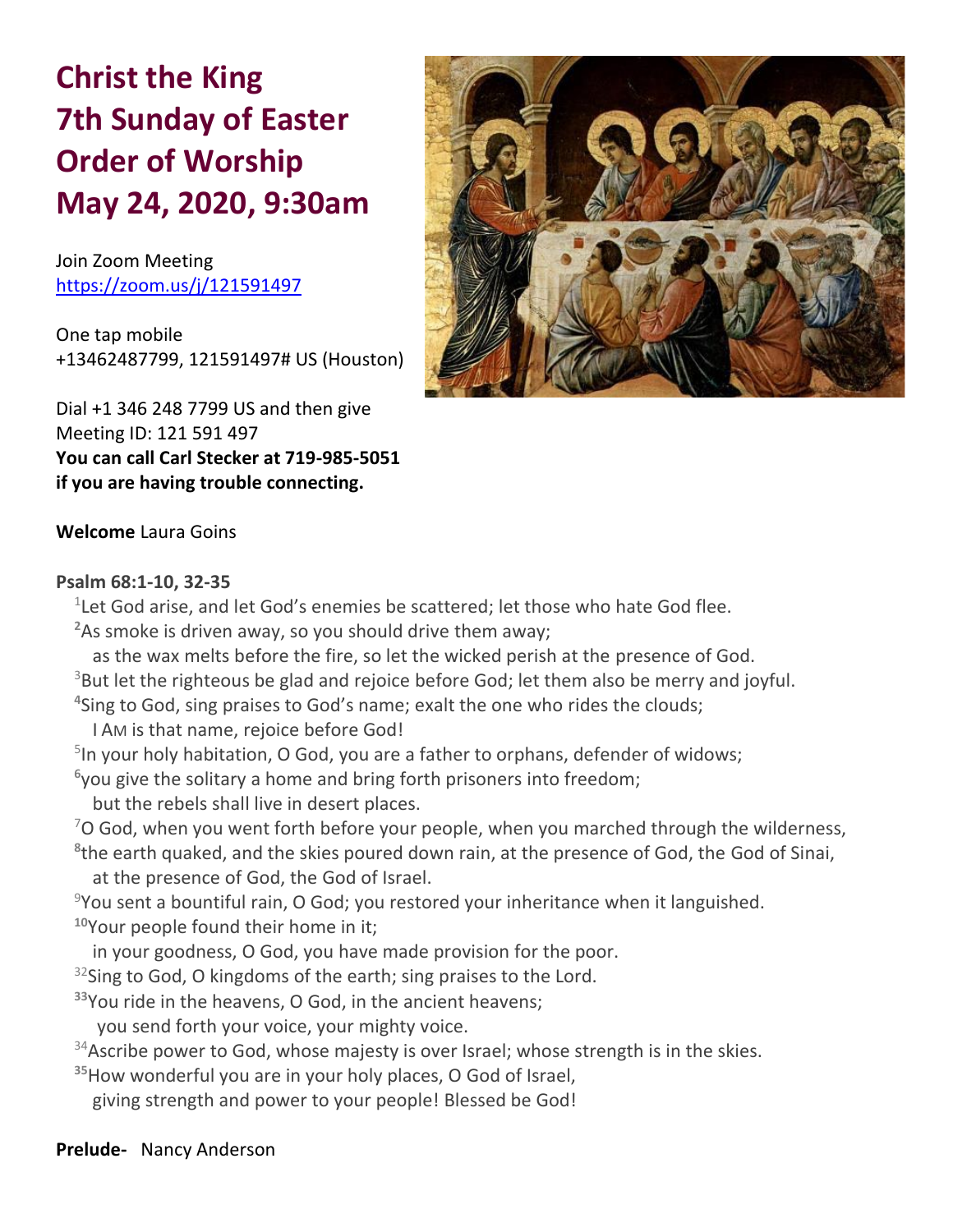# Christ the King
# 7th Sunday of Easter
# Order of Worship
# May 24, 2020, 9:30am

Join Zoom Meeting
https://zoom.us/j/121591497

One tap mobile
+13462487799, 121591497# US (Houston)

Dial +1 346 248 7799 US and then give
Meeting ID: 121 591 497
**You can call Carl Stecker at 719-985-5051 if you are having trouble connecting.**

**Welcome** Laura Goins

**Psalm 68:1-10, 32-35**

1 Let God arise, and let God's enemies be scattered; let those who hate God flee.
2 As smoke is driven away, so you should drive them away;
as the wax melts before the fire, so let the wicked perish at the presence of God.
3 But let the righteous be glad and rejoice before God; let them also be merry and joyful.
4 Sing to God, sing praises to God's name; exalt the one who rides the clouds;
I AM is that name, rejoice before God!
5 In your holy habitation, O God, you are a father to orphans, defender of widows;
6 you give the solitary a home and bring forth prisoners into freedom;
but the rebels shall live in desert places.
7 O God, when you went forth before your people, when you marched through the wilderness,
8 the earth quaked, and the skies poured down rain, at the presence of God, the God of Sinai,
at the presence of God, the God of Israel.
9 You sent a bountiful rain, O God; you restored your inheritance when it languished.
10 Your people found their home in it;
in your goodness, O God, you have made provision for the poor.
32 Sing to God, O kingdoms of the earth; sing praises to the Lord.
33 You ride in the heavens, O God, in the ancient heavens;
you send forth your voice, your mighty voice.
34 Ascribe power to God, whose majesty is over Israel; whose strength is in the skies.
35 How wonderful you are in your holy places, O God of Israel,
giving strength and power to your people! Blessed be God!

**Prelude-** Nancy Anderson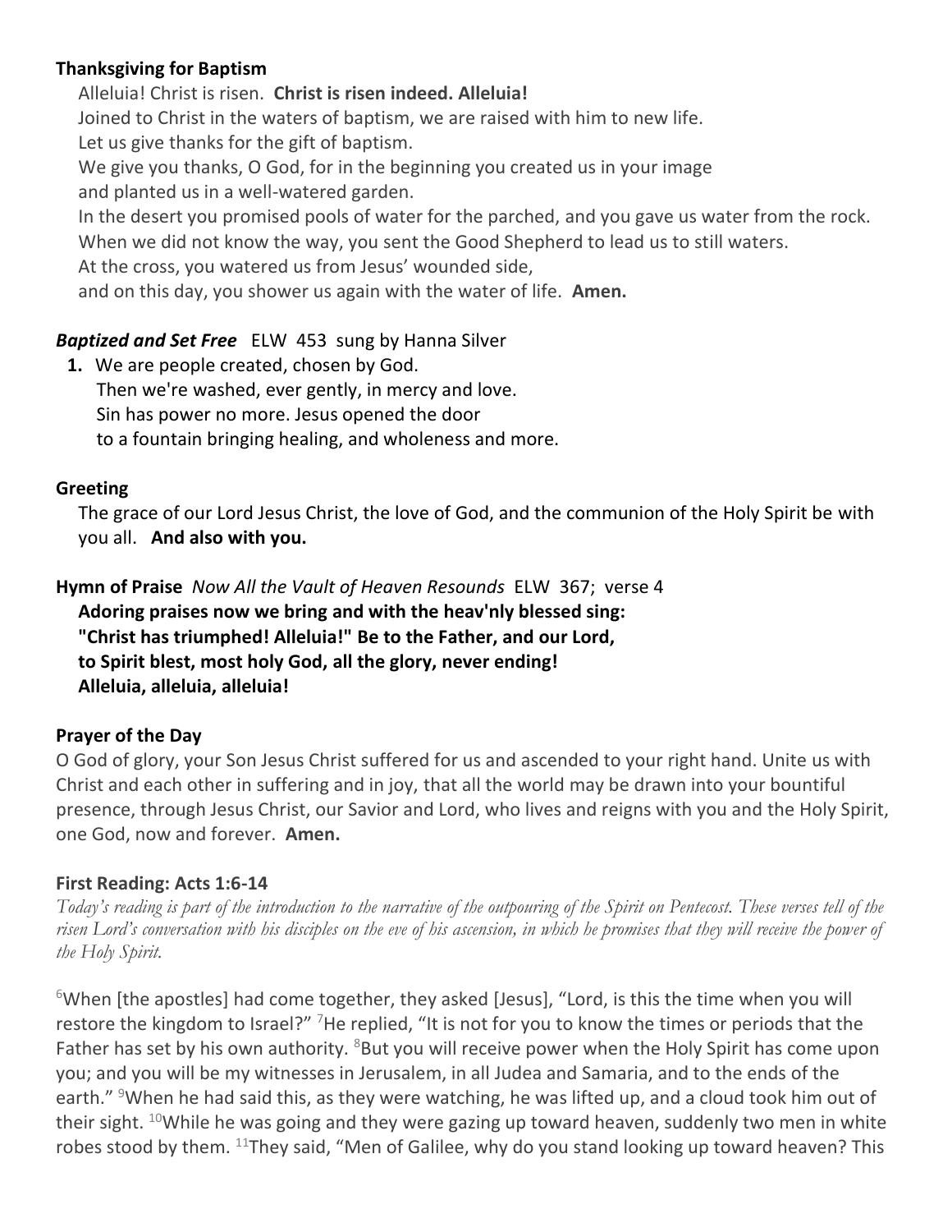**Thanksgiving for Baptism**

Alleluia! Christ is risen. **Christ is risen indeed. Alleluia!**
Joined to Christ in the waters of baptism, we are raised with him to new life.
Let us give thanks for the gift of baptism.
We give you thanks, O God, for in the beginning you created us in your image
and planted us in a well-watered garden.
In the desert you promised pools of water for the parched, and you gave us water from the rock.
When we did not know the way, you sent the Good Shepherd to lead us to still waters.
At the cross, you watered us from Jesus' wounded side,
and on this day, you shower us again with the water of life. **Amen.**

***Baptized and Set Free*** ELW 453 sung by Hanna Silver

**1.** We are people created, chosen by God.
Then we're washed, ever gently, in mercy and love.
Sin has power no more. Jesus opened the door
to a fountain bringing healing, and wholeness and more.

**Greeting**

The grace of our Lord Jesus Christ, the love of God, and the communion of the Holy Spirit be with you all. **And also with you.**

**Hymn of Praise** *Now All the Vault of Heaven Resounds* ELW 367; verse 4

**Adoring praises now we bring and with the heav'nly blessed sing:**
**"Christ has triumphed! Alleluia!" Be to the Father, and our Lord,**
**to Spirit blest, most holy God, all the glory, never ending!**
**Alleluia, alleluia, alleluia!**

**Prayer of the Day**

O God of glory, your Son Jesus Christ suffered for us and ascended to your right hand. Unite us with Christ and each other in suffering and in joy, that all the world may be drawn into your bountiful presence, through Jesus Christ, our Savior and Lord, who lives and reigns with you and the Holy Spirit, one God, now and forever. **Amen.**

**First Reading: Acts 1:6-14**

*Today's reading is part of the introduction to the narrative of the outpouring of the Spirit on Pentecost. These verses tell of the risen Lord's conversation with his disciples on the eve of his ascension, in which he promises that they will receive the power of the Holy Spirit.*

[6]When [the apostles] had come together, they asked [Jesus], "Lord, is this the time when you will restore the kingdom to Israel?" [7]He replied, "It is not for you to know the times or periods that the Father has set by his own authority. [8]But you will receive power when the Holy Spirit has come upon you; and you will be my witnesses in Jerusalem, in all Judea and Samaria, and to the ends of the earth." [9]When he had said this, as they were watching, he was lifted up, and a cloud took him out of their sight. [10]While he was going and they were gazing up toward heaven, suddenly two men in white robes stood by them. [11]They said, "Men of Galilee, why do you stand looking up toward heaven? This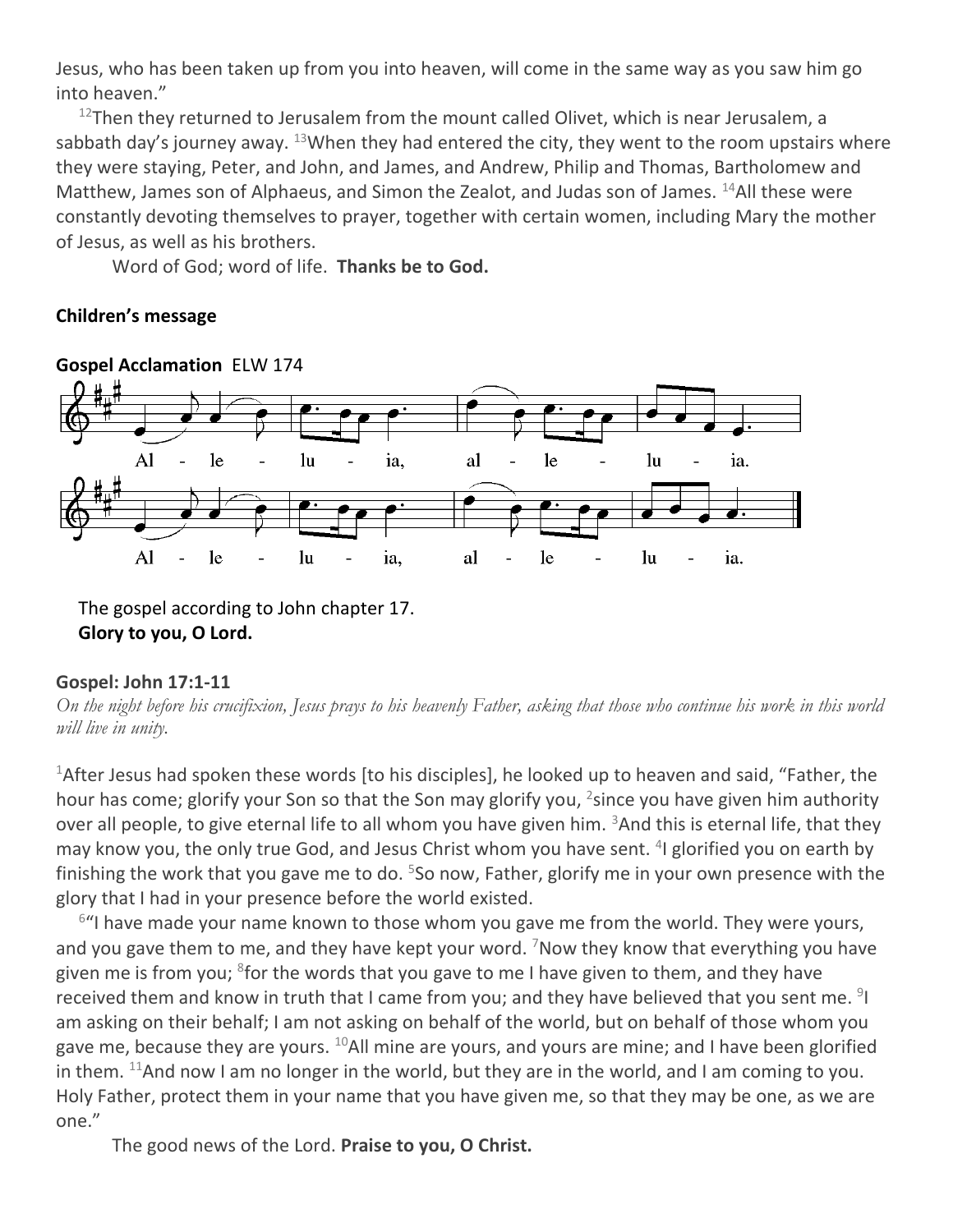Jesus, who has been taken up from you into heaven, will come in the same way as you saw him go into heaven."

[12]Then they returned to Jerusalem from the mount called Olivet, which is near Jerusalem, a sabbath day's journey away. [13]When they had entered the city, they went to the room upstairs where they were staying, Peter, and John, and James, and Andrew, Philip and Thomas, Bartholomew and Matthew, James son of Alphaeus, and Simon the Zealot, and Judas son of James. [14]All these were constantly devoting themselves to prayer, together with certain women, including Mary the mother of Jesus, as well as his brothers.

Word of God; word of life. **Thanks be to God.**

**Children's message**

**Gospel Acclamation** ELW 174

Al - le - lu - ia, al - le - lu - ia.

Al - le - lu - ia, al - le - lu - ia.

The gospel according to John chapter 17.
**Glory to you, O Lord.**

**Gospel: John 17:1-11**

*On the night before his crucifixion, Jesus prays to his heavenly Father, asking that those who continue his work in this world will live in unity.*

[1]After Jesus had spoken these words [to his disciples], he looked up to heaven and said, "Father, the hour has come; glorify your Son so that the Son may glorify you, [2]since you have given him authority over all people, to give eternal life to all whom you have given him. [3]And this is eternal life, that they may know you, the only true God, and Jesus Christ whom you have sent. [4]I glorified you on earth by finishing the work that you gave me to do. [5]So now, Father, glorify me in your own presence with the glory that I had in your presence before the world existed.

[6]"I have made your name known to those whom you gave me from the world. They were yours, and you gave them to me, and they have kept your word. [7]Now they know that everything you have given me is from you; [8]for the words that you gave to me I have given to them, and they have received them and know in truth that I came from you; and they have believed that you sent me. [9]I am asking on their behalf; I am not asking on behalf of the world, but on behalf of those whom you gave me, because they are yours. [10]All mine are yours, and yours are mine; and I have been glorified in them. [11]And now I am no longer in the world, but they are in the world, and I am coming to you. Holy Father, protect them in your name that you have given me, so that they may be one, as we are one."

The good news of the Lord. **Praise to you, O Christ.**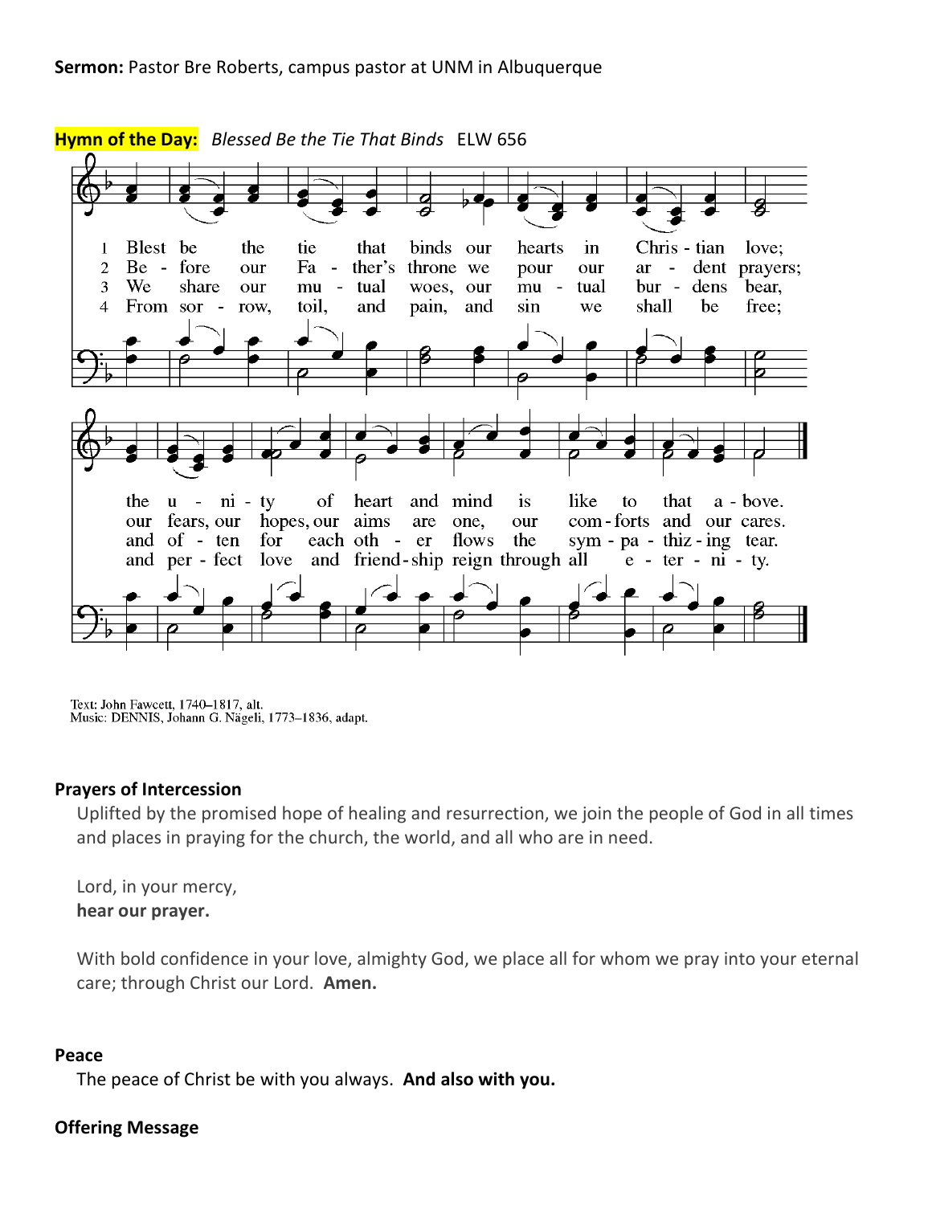**Sermon:** Pastor Bre Roberts, campus pastor at UNM in Albuquerque

**Hymn of the Day:** *Blessed Be the Tie That Binds* ELW 656

1 Blest be the tie that binds our hearts in Christian love; the unity of heart and mind is like to that above.

2 Before our Father's throne we pour our ardent prayers; our fears, our hopes, our aims are one, our comforts and our cares.

3 We share our mutual woes, our mutual burdens bear, and often for each other flows the sympathizing tear.

4 From sorrow, toil, and pain, and sin we shall be free; and perfect love and friendship reign through all eternity.

Text: John Fawcett, 1740–1817, alt.
Music: DENNIS, Johann G. Nägeli, 1773–1836, adapt.

**Prayers of Intercession**

Uplifted by the promised hope of healing and resurrection, we join the people of God in all times and places in praying for the church, the world, and all who are in need.

Lord, in your mercy,
**hear our prayer.**

With bold confidence in your love, almighty God, we place all for whom we pray into your eternal care; through Christ our Lord. **Amen.**

**Peace**

The peace of Christ be with you always. **And also with you.**

**Offering Message**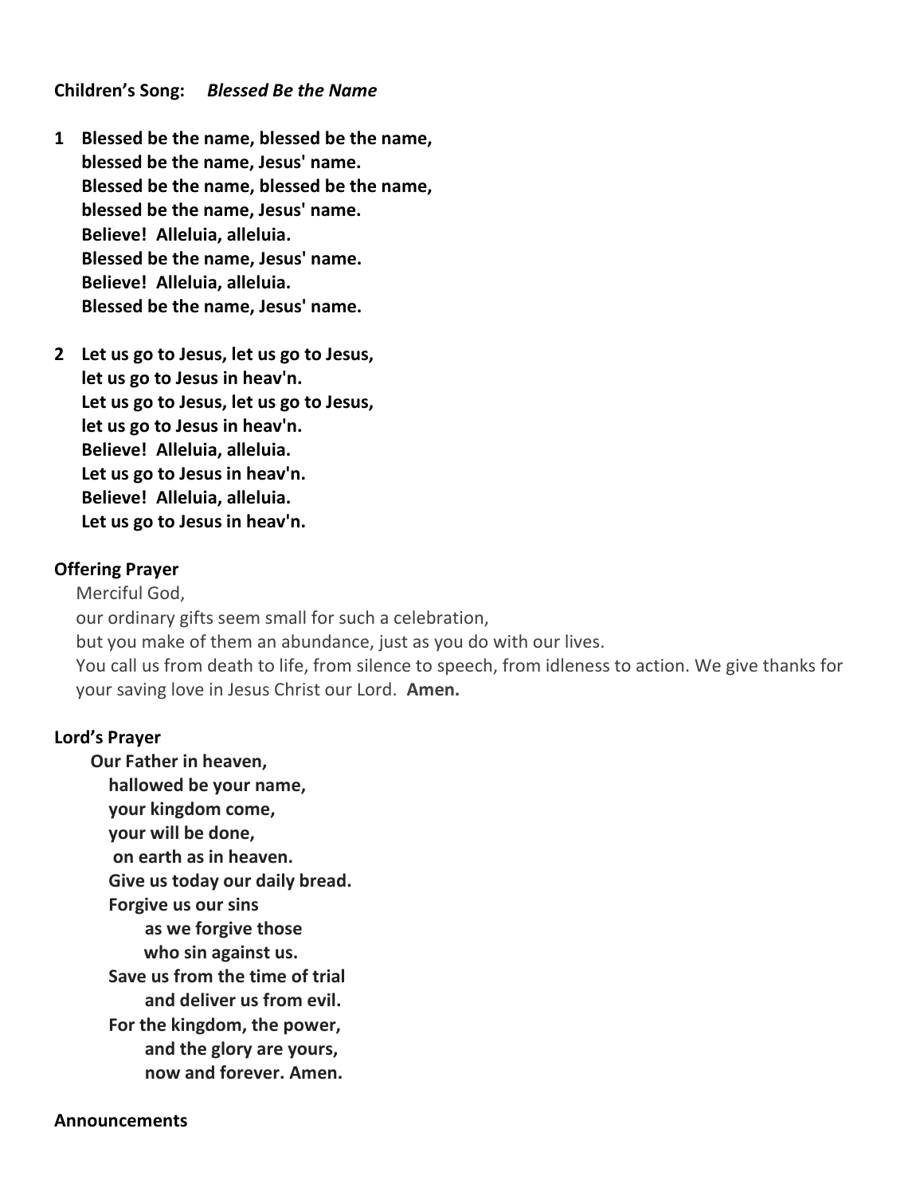**Children's Song:** ***Blessed Be the Name***

**1 Blessed be the name, blessed be the name,**
**blessed be the name, Jesus' name.**
**Blessed be the name, blessed be the name,**
**blessed be the name, Jesus' name.**
**Believe! Alleluia, alleluia.**
**Blessed be the name, Jesus' name.**
**Believe! Alleluia, alleluia.**
**Blessed be the name, Jesus' name.**

**2 Let us go to Jesus, let us go to Jesus,**
**let us go to Jesus in heav'n.**
**Let us go to Jesus, let us go to Jesus,**
**let us go to Jesus in heav'n.**
**Believe! Alleluia, alleluia.**
**Let us go to Jesus in heav'n.**
**Believe! Alleluia, alleluia.**
**Let us go to Jesus in heav'n.**

**Offering Prayer**

Merciful God,
our ordinary gifts seem small for such a celebration,
but you make of them an abundance, just as you do with our lives.
You call us from death to life, from silence to speech, from idleness to action. We give thanks for your saving love in Jesus Christ our Lord. **Amen.**

**Lord's Prayer**

**Our Father in heaven,**
**hallowed be your name,**
**your kingdom come,**
**your will be done,**
**on earth as in heaven.**
**Give us today our daily bread.**
**Forgive us our sins**
**as we forgive those**
**who sin against us.**
**Save us from the time of trial**
**and deliver us from evil.**
**For the kingdom, the power,**
**and the glory are yours,**
**now and forever. Amen.**

**Announcements**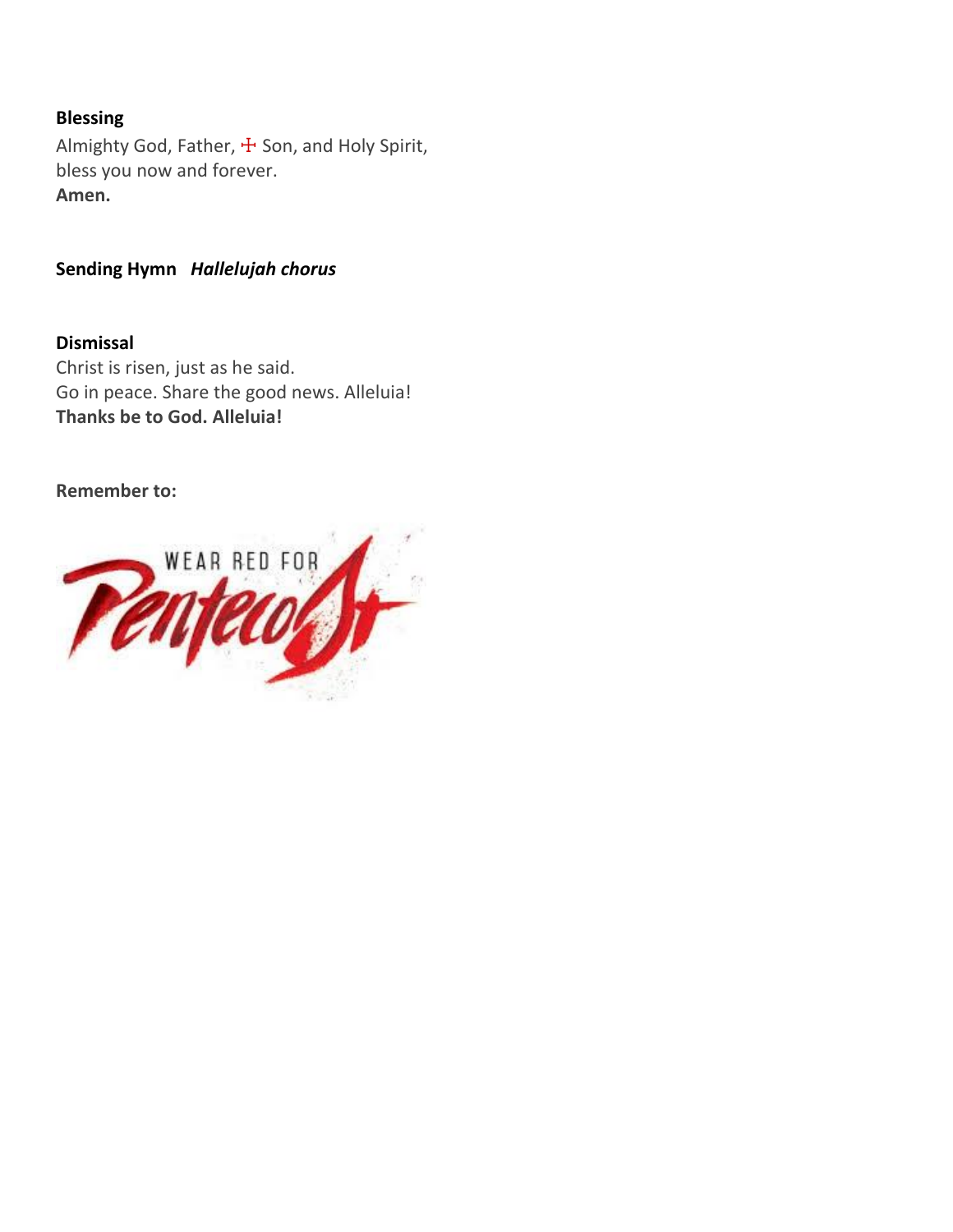**Blessing**

Almighty God, Father, ☩ Son, and Holy Spirit,
bless you now and forever.
**Amen.**

**Sending Hymn** ***Hallelujah chorus***

**Dismissal**

Christ is risen, just as he said.
Go in peace. Share the good news. Alleluia!
**Thanks be to God. Alleluia!**

**Remember to:**

WEAR RED FOR Pentecost